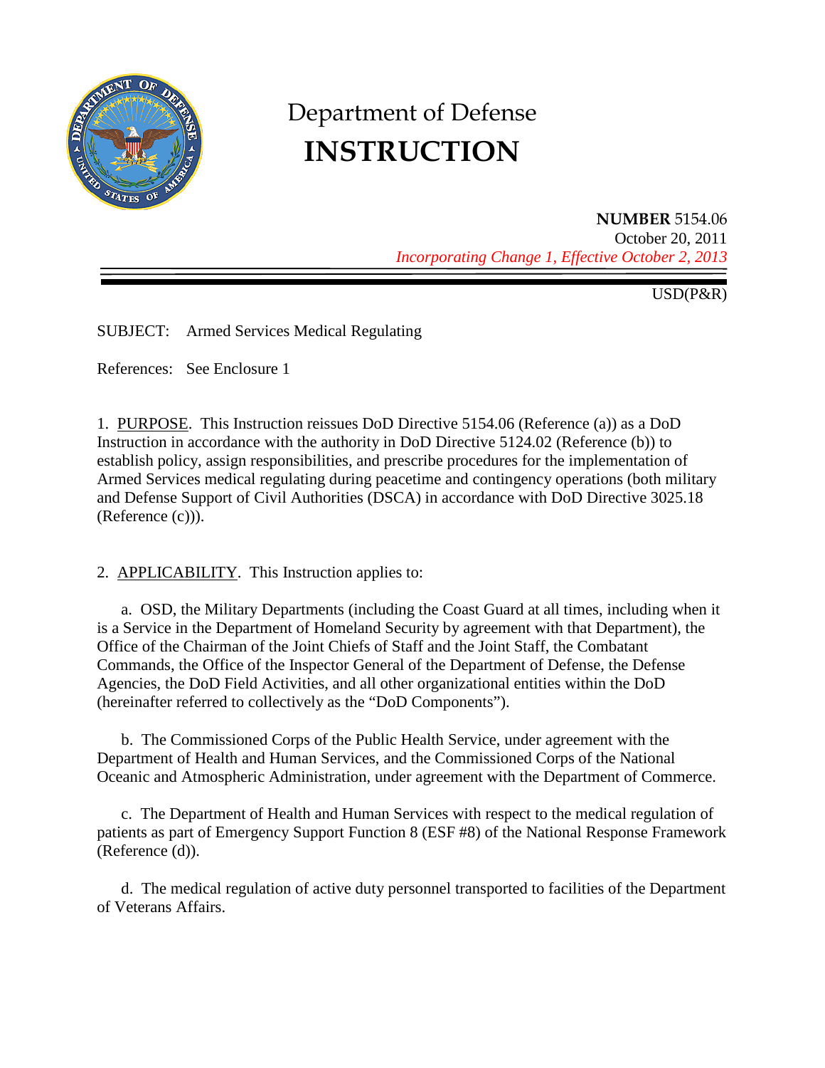# Department of Defense
# INSTRUCTION

**NUMBER** 5154.06
October 20, 2011
*Incorporating Change 1, Effective October 2, 2013*

USD(P&R)

SUBJECT: Armed Services Medical Regulating

References: See Enclosure 1

1. PURPOSE. This Instruction reissues DoD Directive 5154.06 (Reference (a)) as a DoD Instruction in accordance with the authority in DoD Directive 5124.02 (Reference (b)) to establish policy, assign responsibilities, and prescribe procedures for the implementation of Armed Services medical regulating during peacetime and contingency operations (both military and Defense Support of Civil Authorities (DSCA) in accordance with DoD Directive 3025.18 (Reference (c))).

2. APPLICABILITY. This Instruction applies to:

a. OSD, the Military Departments (including the Coast Guard at all times, including when it is a Service in the Department of Homeland Security by agreement with that Department), the Office of the Chairman of the Joint Chiefs of Staff and the Joint Staff, the Combatant Commands, the Office of the Inspector General of the Department of Defense, the Defense Agencies, the DoD Field Activities, and all other organizational entities within the DoD (hereinafter referred to collectively as the "DoD Components").

b. The Commissioned Corps of the Public Health Service, under agreement with the Department of Health and Human Services, and the Commissioned Corps of the National Oceanic and Atmospheric Administration, under agreement with the Department of Commerce.

c. The Department of Health and Human Services with respect to the medical regulation of patients as part of Emergency Support Function 8 (ESF #8) of the National Response Framework (Reference (d)).

d. The medical regulation of active duty personnel transported to facilities of the Department of Veterans Affairs.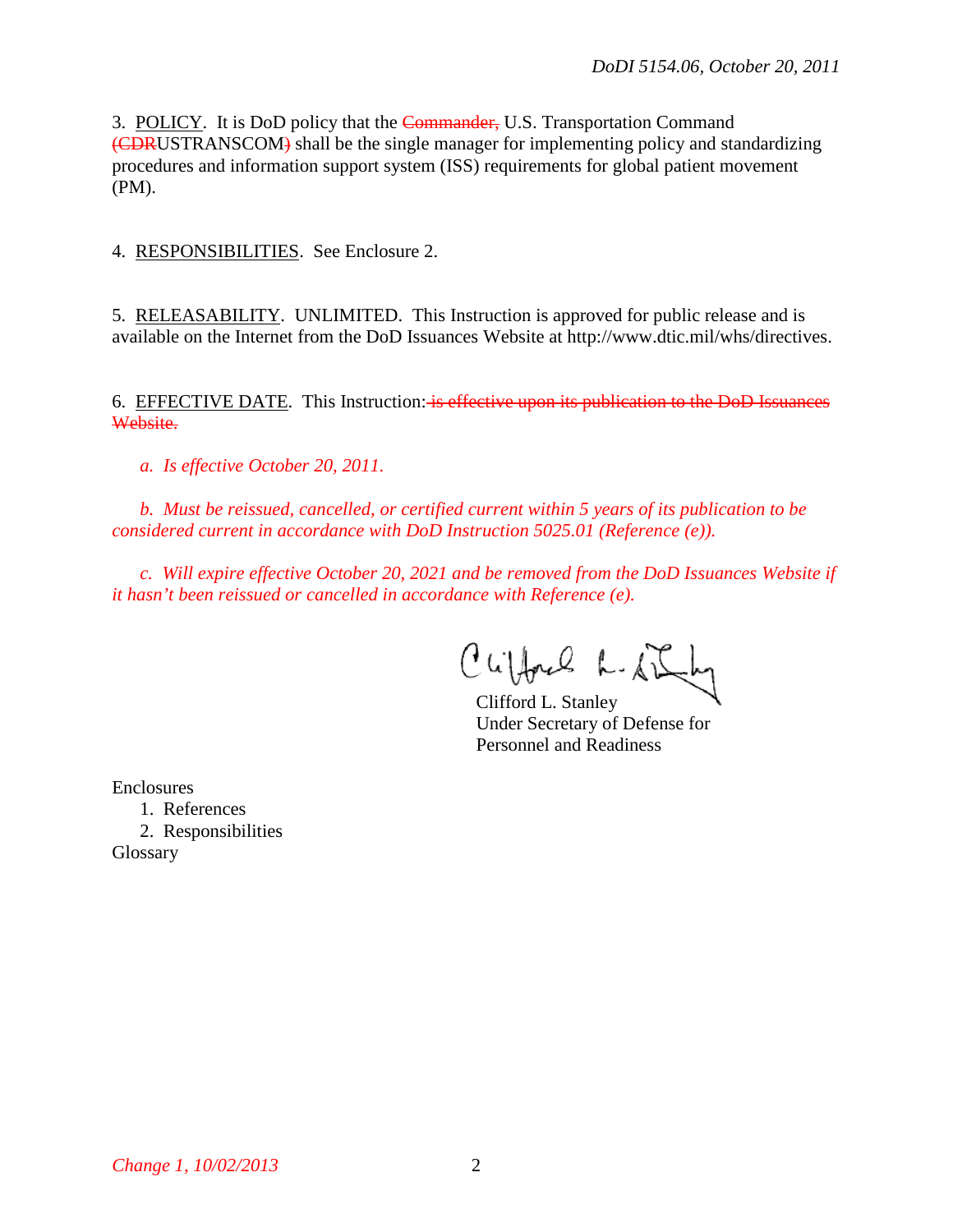3. POLICY. It is DoD policy that the ~~Commander,~~ U.S. Transportation Command ~~(CDR~~USTRANSCOM~~)~~ shall be the single manager for implementing policy and standardizing procedures and information support system (ISS) requirements for global patient movement (PM).

4. RESPONSIBILITIES. See Enclosure 2.

5. RELEASABILITY. UNLIMITED. This Instruction is approved for public release and is available on the Internet from the DoD Issuances Website at http://www.dtic.mil/whs/directives.

6. EFFECTIVE DATE. This Instruction: ~~is effective upon its publication to the DoD Issuances Website.~~

*a. Is effective October 20, 2011.*

*b. Must be reissued, cancelled, or certified current within 5 years of its publication to be considered current in accordance with DoD Instruction 5025.01 (Reference (e)).*

*c. Will expire effective October 20, 2021 and be removed from the DoD Issuances Website if it hasn't been reissued or cancelled in accordance with Reference (e).*

Clifford L. Stanley
Under Secretary of Defense for
Personnel and Readiness

Enclosures
1. References
2. Responsibilities

Glossary

*Change 1, 10/02/2013*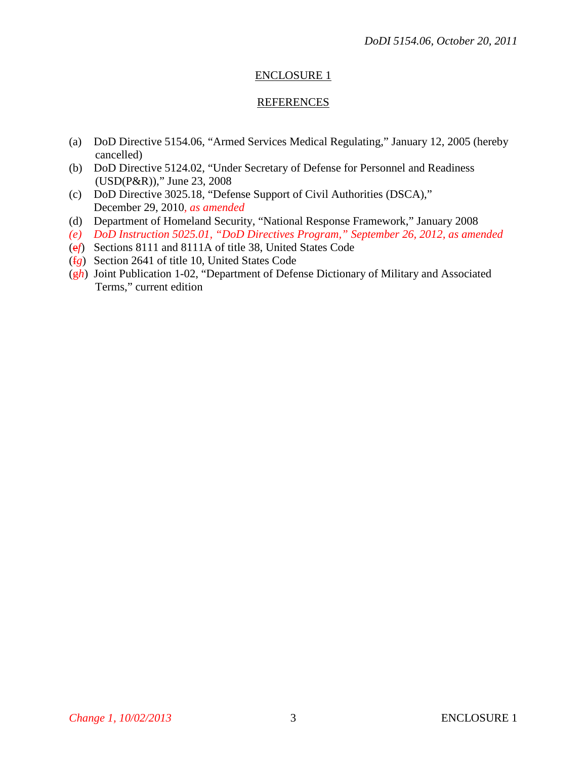## ENCLOSURE 1

## REFERENCES

(a) DoD Directive 5154.06, "Armed Services Medical Regulating," January 12, 2005 (hereby cancelled)
(b) DoD Directive 5124.02, "Under Secretary of Defense for Personnel and Readiness (USD(P&R))," June 23, 2008
(c) DoD Directive 3025.18, "Defense Support of Civil Authorities (DSCA)," December 29, 2010*, as amended*
(d) Department of Homeland Security, "National Response Framework," January 2008
*(e) DoD Instruction 5025.01, "DoD Directives Program," September 26, 2012, as amended*
(~~e~~*f*) Sections 8111 and 8111A of title 38, United States Code
(~~f~~*g*) Section 2641 of title 10, United States Code
(~~g~~*h*) Joint Publication 1-02, "Department of Defense Dictionary of Military and Associated Terms," current edition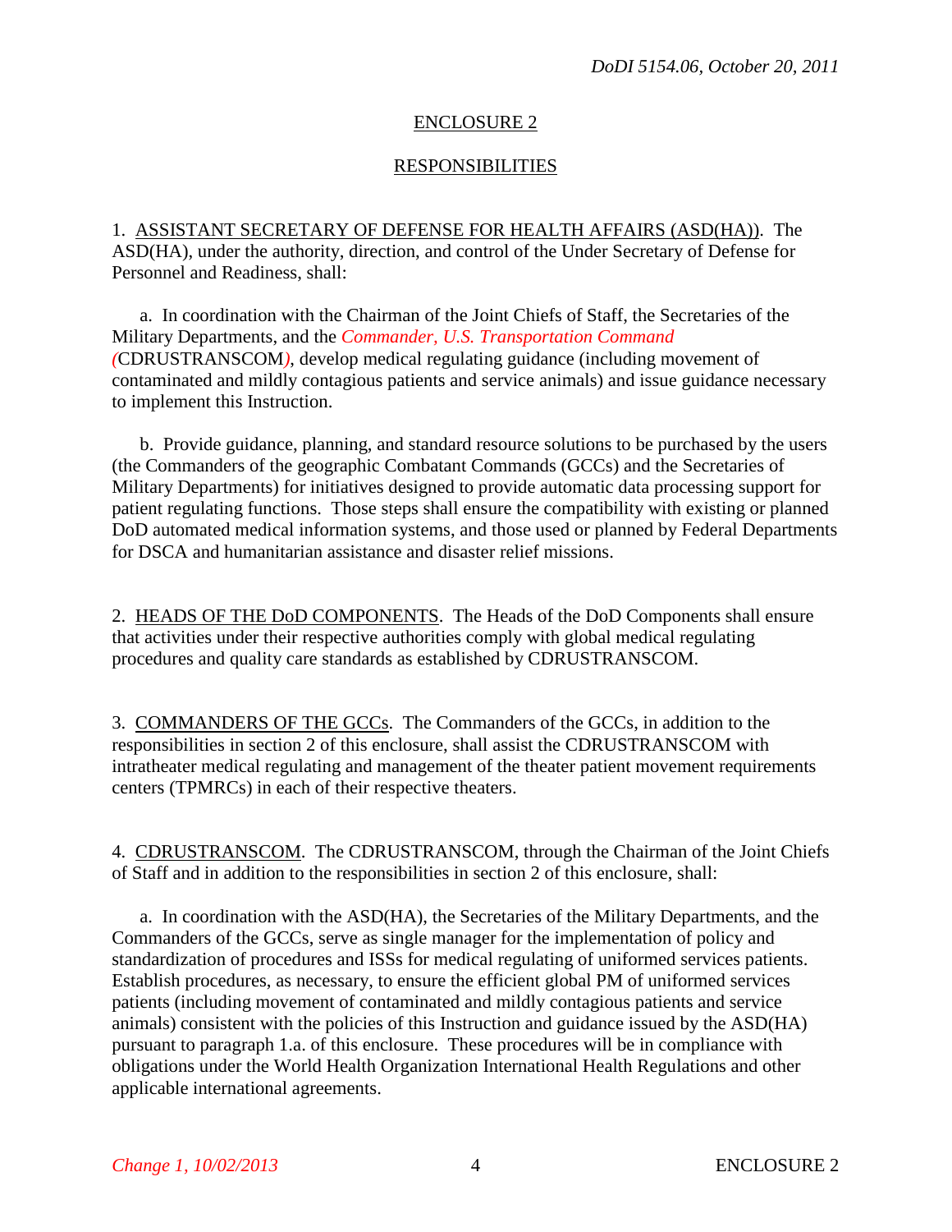## ENCLOSURE 2

## RESPONSIBILITIES

1. ASSISTANT SECRETARY OF DEFENSE FOR HEALTH AFFAIRS (ASD(HA)). The ASD(HA), under the authority, direction, and control of the Under Secretary of Defense for Personnel and Readiness, shall:

a. In coordination with the Chairman of the Joint Chiefs of Staff, the Secretaries of the Military Departments, and the *Commander, U.S. Transportation Command (*CDRUSTRANSCOM*)*, develop medical regulating guidance (including movement of contaminated and mildly contagious patients and service animals) and issue guidance necessary to implement this Instruction.

b. Provide guidance, planning, and standard resource solutions to be purchased by the users (the Commanders of the geographic Combatant Commands (GCCs) and the Secretaries of Military Departments) for initiatives designed to provide automatic data processing support for patient regulating functions. Those steps shall ensure the compatibility with existing or planned DoD automated medical information systems, and those used or planned by Federal Departments for DSCA and humanitarian assistance and disaster relief missions.

2. HEADS OF THE DoD COMPONENTS. The Heads of the DoD Components shall ensure that activities under their respective authorities comply with global medical regulating procedures and quality care standards as established by CDRUSTRANSCOM.

3. COMMANDERS OF THE GCCs. The Commanders of the GCCs, in addition to the responsibilities in section 2 of this enclosure, shall assist the CDRUSTRANSCOM with intratheater medical regulating and management of the theater patient movement requirements centers (TPMRCs) in each of their respective theaters.

4. CDRUSTRANSCOM. The CDRUSTRANSCOM, through the Chairman of the Joint Chiefs of Staff and in addition to the responsibilities in section 2 of this enclosure, shall:

a. In coordination with the ASD(HA), the Secretaries of the Military Departments, and the Commanders of the GCCs, serve as single manager for the implementation of policy and standardization of procedures and ISSs for medical regulating of uniformed services patients. Establish procedures, as necessary, to ensure the efficient global PM of uniformed services patients (including movement of contaminated and mildly contagious patients and service animals) consistent with the policies of this Instruction and guidance issued by the ASD(HA) pursuant to paragraph 1.a. of this enclosure. These procedures will be in compliance with obligations under the World Health Organization International Health Regulations and other applicable international agreements.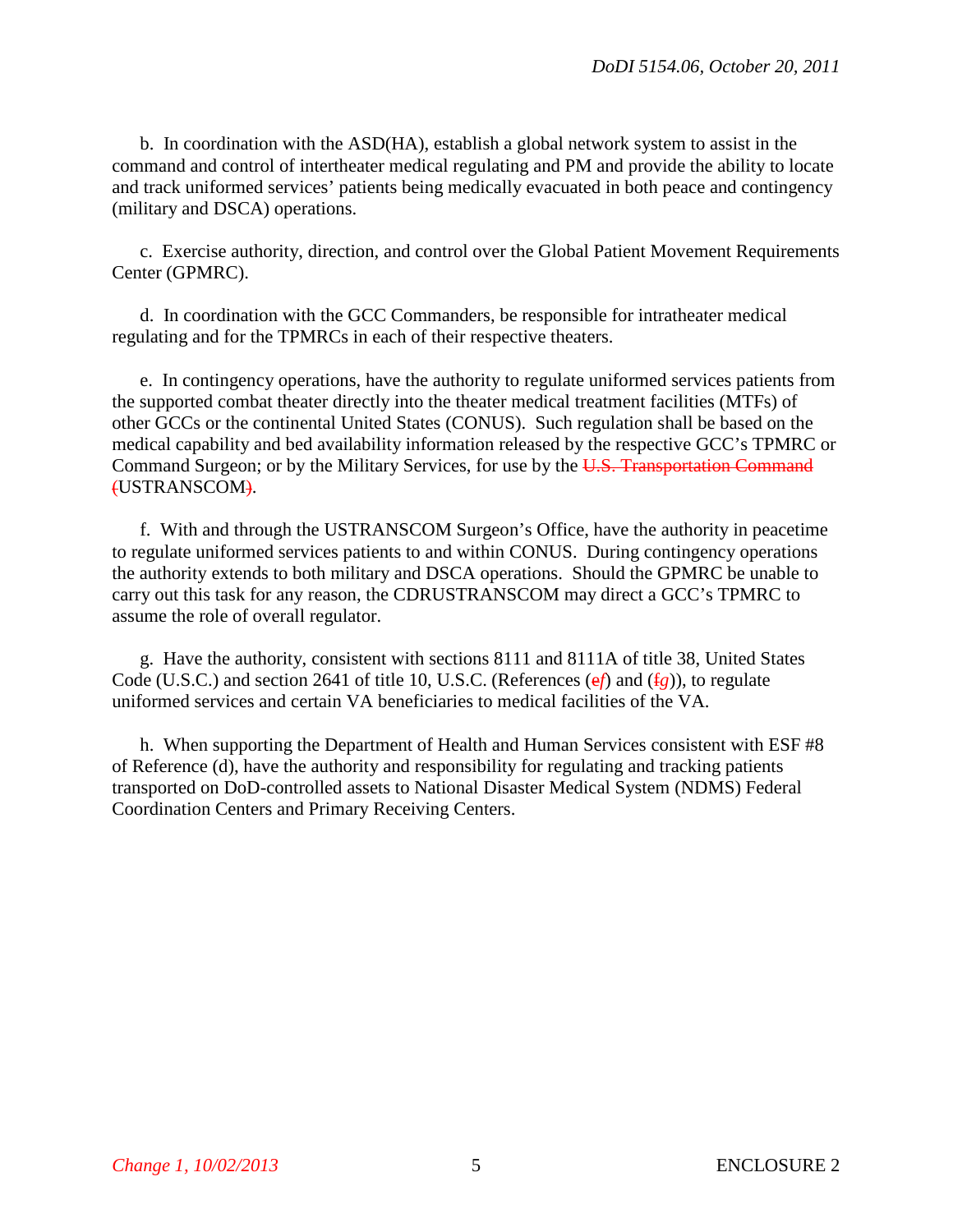b. In coordination with the ASD(HA), establish a global network system to assist in the command and control of intertheater medical regulating and PM and provide the ability to locate and track uniformed services' patients being medically evacuated in both peace and contingency (military and DSCA) operations.

c. Exercise authority, direction, and control over the Global Patient Movement Requirements Center (GPMRC).

d. In coordination with the GCC Commanders, be responsible for intratheater medical regulating and for the TPMRCs in each of their respective theaters.

e. In contingency operations, have the authority to regulate uniformed services patients from the supported combat theater directly into the theater medical treatment facilities (MTFs) of other GCCs or the continental United States (CONUS). Such regulation shall be based on the medical capability and bed availability information released by the respective GCC's TPMRC or Command Surgeon; or by the Military Services, for use by the ~~U.S. Transportation Command (~~USTRANSCOM~~)~~.

f. With and through the USTRANSCOM Surgeon's Office, have the authority in peacetime to regulate uniformed services patients to and within CONUS. During contingency operations the authority extends to both military and DSCA operations. Should the GPMRC be unable to carry out this task for any reason, the CDRUSTRANSCOM may direct a GCC's TPMRC to assume the role of overall regulator.

g. Have the authority, consistent with sections 8111 and 8111A of title 38, United States Code (U.S.C.) and section 2641 of title 10, U.S.C. (References (~~e~~*f*) and (~~f~~*g*)), to regulate uniformed services and certain VA beneficiaries to medical facilities of the VA.

h. When supporting the Department of Health and Human Services consistent with ESF #8 of Reference (d), have the authority and responsibility for regulating and tracking patients transported on DoD-controlled assets to National Disaster Medical System (NDMS) Federal Coordination Centers and Primary Receiving Centers.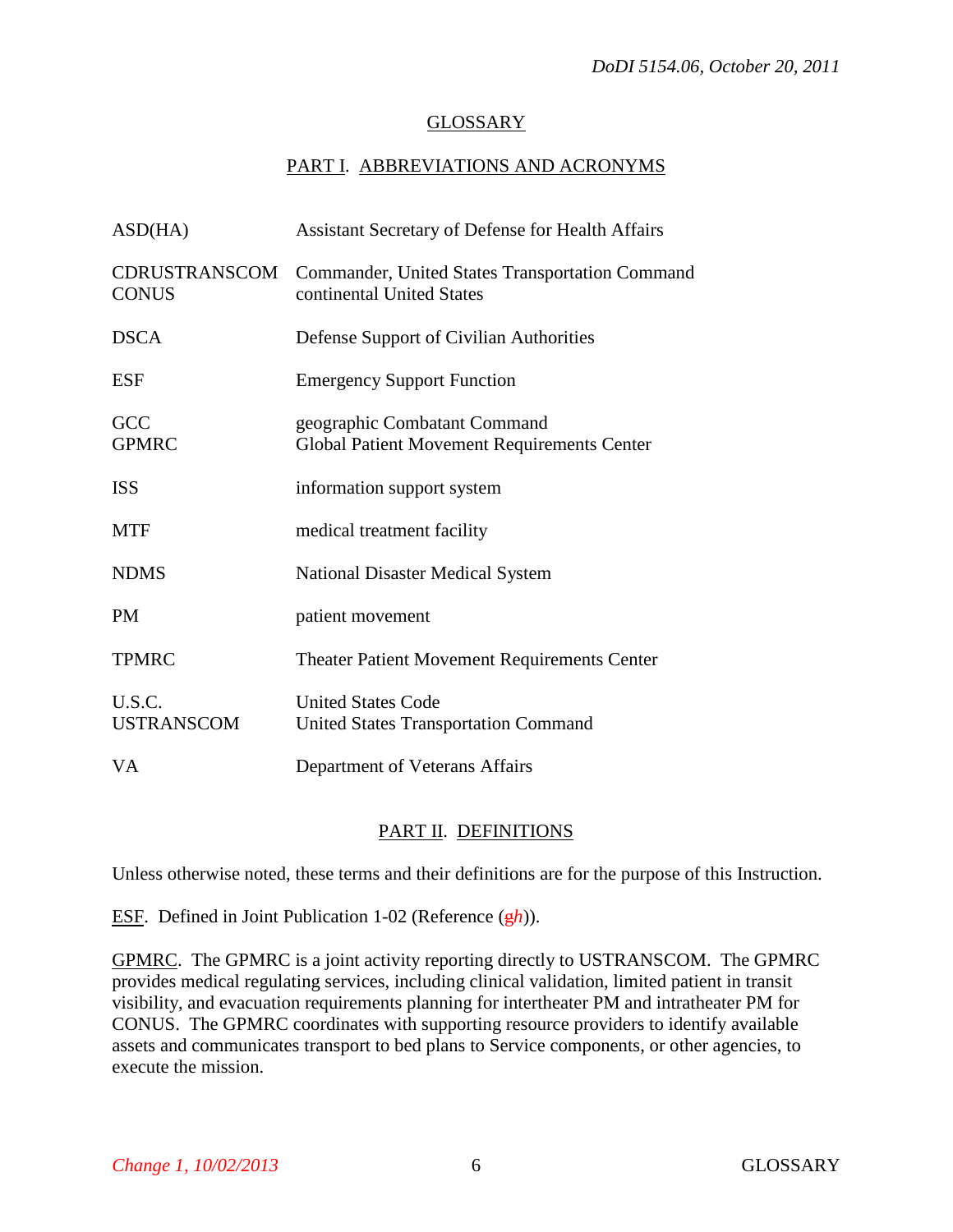## GLOSSARY

### PART I. ABBREVIATIONS AND ACRONYMS

| | |
|---|---|
| ASD(HA) | Assistant Secretary of Defense for Health Affairs |
| CDRUSTRANSCOM | Commander, United States Transportation Command |
| CONUS | continental United States |
| DSCA | Defense Support of Civilian Authorities |
| ESF | Emergency Support Function |
| GCC | geographic Combatant Command |
| GPMRC | Global Patient Movement Requirements Center |
| ISS | information support system |
| MTF | medical treatment facility |
| NDMS | National Disaster Medical System |
| PM | patient movement |
| TPMRC | Theater Patient Movement Requirements Center |
| U.S.C. | United States Code |
| USTRANSCOM | United States Transportation Command |
| VA | Department of Veterans Affairs |

### PART II. DEFINITIONS

Unless otherwise noted, these terms and their definitions are for the purpose of this Instruction.

ESF. Defined in Joint Publication 1-02 (Reference (g*h*)).

GPMRC. The GPMRC is a joint activity reporting directly to USTRANSCOM. The GPMRC provides medical regulating services, including clinical validation, limited patient in transit visibility, and evacuation requirements planning for intertheater PM and intratheater PM for CONUS. The GPMRC coordinates with supporting resource providers to identify available assets and communicates transport to bed plans to Service components, or other agencies, to execute the mission.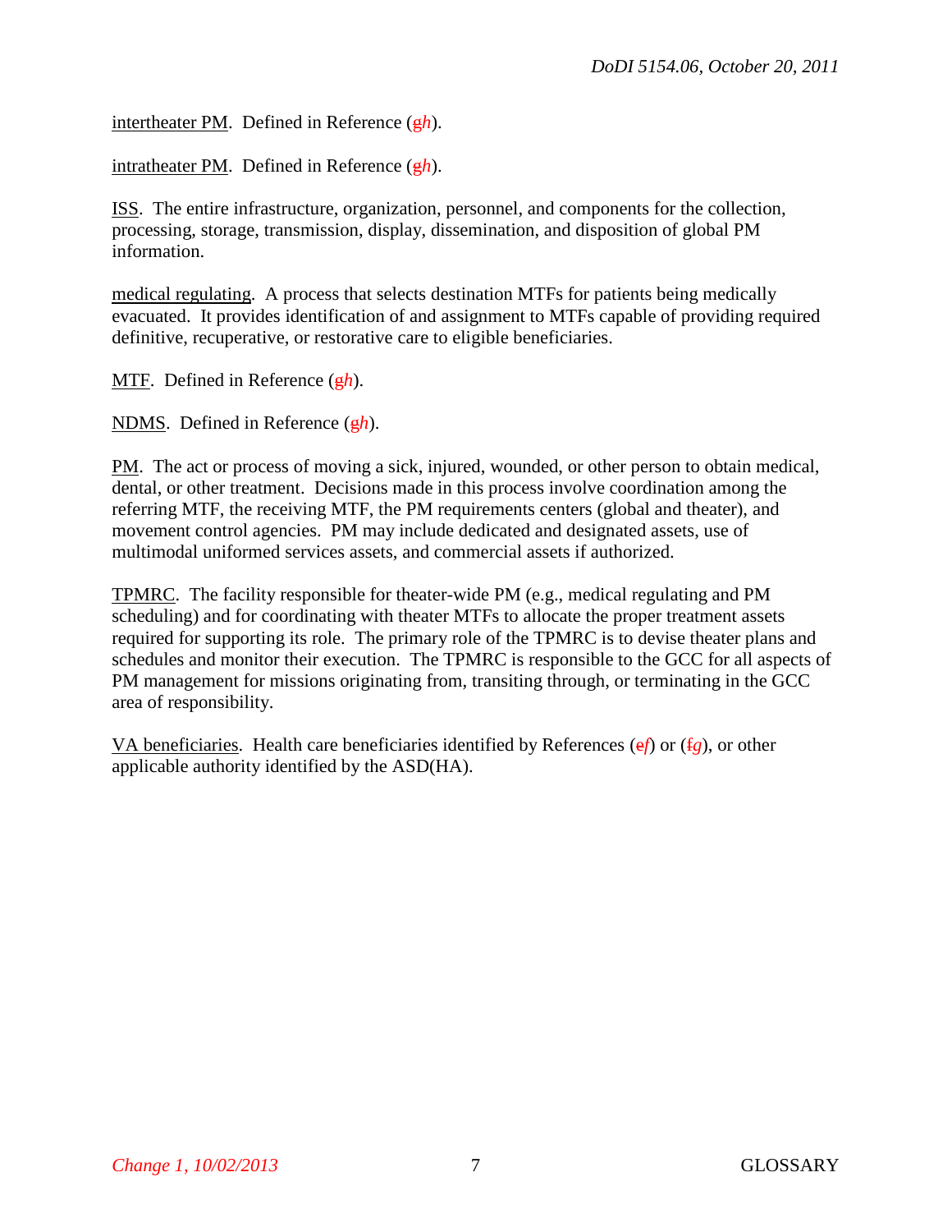intertheater PM. Defined in Reference (~~g~~*h*).

intratheater PM. Defined in Reference (~~g~~*h*).

ISS. The entire infrastructure, organization, personnel, and components for the collection, processing, storage, transmission, display, dissemination, and disposition of global PM information.

medical regulating. A process that selects destination MTFs for patients being medically evacuated. It provides identification of and assignment to MTFs capable of providing required definitive, recuperative, or restorative care to eligible beneficiaries.

MTF. Defined in Reference (~~g~~*h*).

NDMS. Defined in Reference (~~g~~*h*).

PM. The act or process of moving a sick, injured, wounded, or other person to obtain medical, dental, or other treatment. Decisions made in this process involve coordination among the referring MTF, the receiving MTF, the PM requirements centers (global and theater), and movement control agencies. PM may include dedicated and designated assets, use of multimodal uniformed services assets, and commercial assets if authorized.

TPMRC. The facility responsible for theater-wide PM (e.g., medical regulating and PM scheduling) and for coordinating with theater MTFs to allocate the proper treatment assets required for supporting its role. The primary role of the TPMRC is to devise theater plans and schedules and monitor their execution. The TPMRC is responsible to the GCC for all aspects of PM management for missions originating from, transiting through, or terminating in the GCC area of responsibility.

VA beneficiaries. Health care beneficiaries identified by References (~~e~~*f*) or (~~f~~*g*), or other applicable authority identified by the ASD(HA).